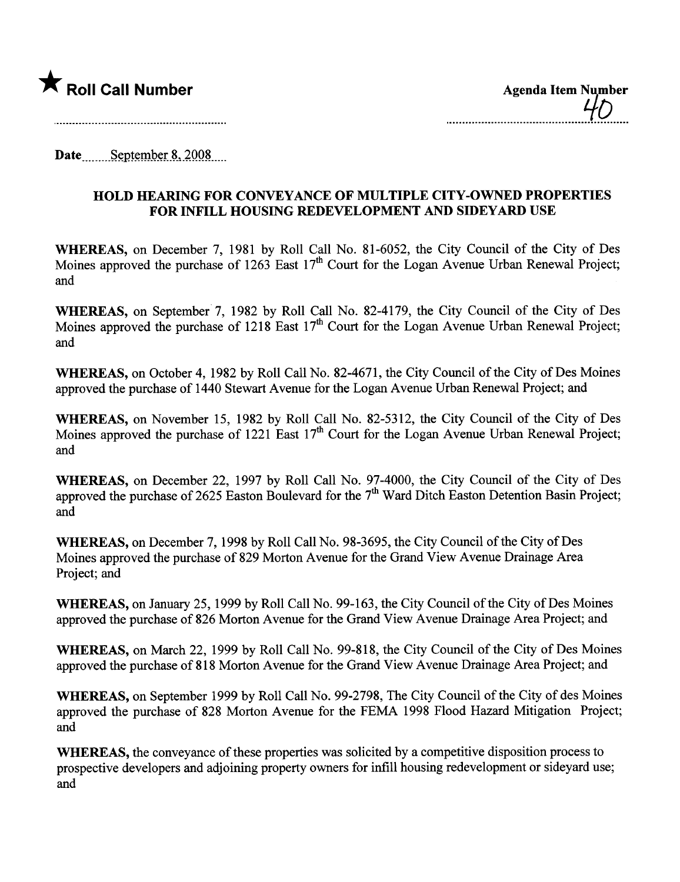★ **Roll Call Number**

**Agenda Item Number**

40

**Date** September 8, 2008

## HOLD HEARING FOR CONVEYANCE OF MULTIPLE CITY-OWNED PROPERTIES FOR INFILL HOUSING REDEVELOPMENT AND SIDEYARD USE

**WHEREAS,** on December 7, 1981 by Roll Call No. 81-6052, the City Council of the City of Des Moines approved the purchase of 1263 East 17th Court for the Logan Avenue Urban Renewal Project; and

**WHEREAS,** on September 7, 1982 by Roll Call No. 82-4179, the City Council of the City of Des Moines approved the purchase of 1218 East 17th Court for the Logan Avenue Urban Renewal Project; and

**WHEREAS,** on October 4, 1982 by Roll Call No. 82-4671, the City Council of the City of Des Moines approved the purchase of 1440 Stewart Avenue for the Logan Avenue Urban Renewal Project; and

**WHEREAS,** on November 15, 1982 by Roll Call No. 82-5312, the City Council of the City of Des Moines approved the purchase of 1221 East 17th Court for the Logan Avenue Urban Renewal Project; and

**WHEREAS,** on December 22, 1997 by Roll Call No. 97-4000, the City Council of the City of Des approved the purchase of 2625 Easton Boulevard for the 7th Ward Ditch Easton Detention Basin Project; and

**WHEREAS,** on December 7, 1998 by Roll Call No. 98-3695, the City Council of the City of Des Moines approved the purchase of 829 Morton Avenue for the Grand View Avenue Drainage Area Project; and

**WHEREAS,** on January 25, 1999 by Roll Call No. 99-163, the City Council of the City of Des Moines approved the purchase of 826 Morton Avenue for the Grand View Avenue Drainage Area Project; and

**WHEREAS,** on March 22, 1999 by Roll Call No. 99-818, the City Council of the City of Des Moines approved the purchase of 818 Morton Avenue for the Grand View Avenue Drainage Area Project; and

**WHEREAS,** on September 1999 by Roll Call No. 99-2798, The City Council of the City of des Moines approved the purchase of 828 Morton Avenue for the FEMA 1998 Flood Hazard Mitigation Project; and

**WHEREAS,** the conveyance of these properties was solicited by a competitive disposition process to prospective developers and adjoining property owners for infill housing redevelopment or sideyard use; and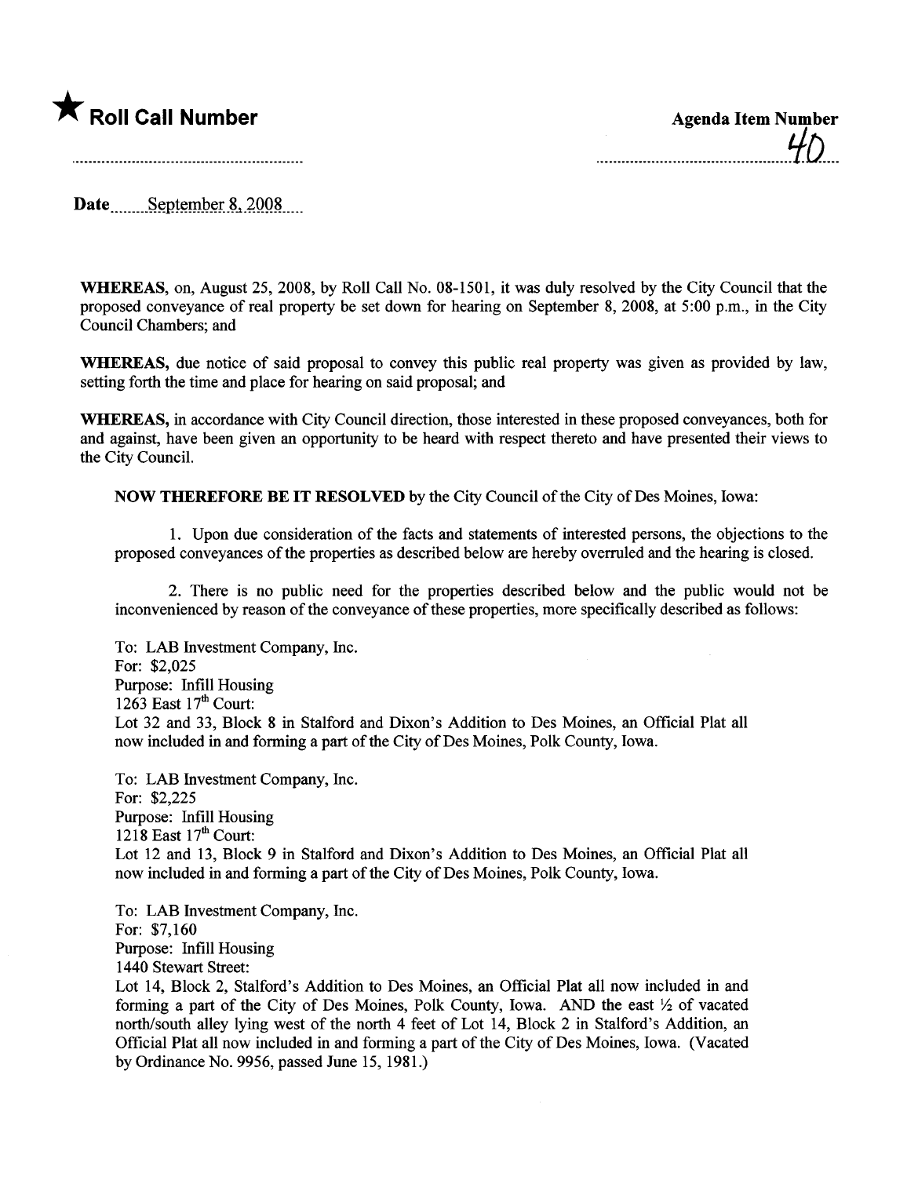★ **Roll Call Number**

**Agenda Item Number**

40

Date September 8, 2008

**WHEREAS,** on, August 25, 2008, by Roll Call No. 08-1501, it was duly resolved by the City Council that the proposed conveyance of real property be set down for hearing on September 8, 2008, at 5:00 p.m., in the City Council Chambers; and

**WHEREAS,** due notice of said proposal to convey this public real property was given as provided by law, setting forth the time and place for hearing on said proposal; and

**WHEREAS,** in accordance with City Council direction, those interested in these proposed conveyances, both for and against, have been given an opportunity to be heard with respect thereto and have presented their views to the City Council.

**NOW THEREFORE BE IT RESOLVED** by the City Council of the City of Des Moines, Iowa:

1. Upon due consideration of the facts and statements of interested persons, the objections to the proposed conveyances of the properties as described below are hereby overruled and the hearing is closed.

2. There is no public need for the properties described below and the public would not be inconvenienced by reason of the conveyance of these properties, more specifically described as follows:

To: LAB Investment Company, Inc.
For: $2,025
Purpose: Infill Housing
1263 East 17th Court:
Lot 32 and 33, Block 8 in Stalford and Dixon's Addition to Des Moines, an Official Plat all now included in and forming a part of the City of Des Moines, Polk County, Iowa.

To: LAB Investment Company, Inc.
For: $2,225
Purpose: Infill Housing
1218 East 17th Court:
Lot 12 and 13, Block 9 in Stalford and Dixon's Addition to Des Moines, an Official Plat all now included in and forming a part of the City of Des Moines, Polk County, Iowa.

To: LAB Investment Company, Inc.
For: $7,160
Purpose: Infill Housing
1440 Stewart Street:
Lot 14, Block 2, Stalford's Addition to Des Moines, an Official Plat all now included in and forming a part of the City of Des Moines, Polk County, Iowa. AND the east ½ of vacated north/south alley lying west of the north 4 feet of Lot 14, Block 2 in Stalford's Addition, an Official Plat all now included in and forming a part of the City of Des Moines, Iowa. (Vacated by Ordinance No. 9956, passed June 15, 1981.)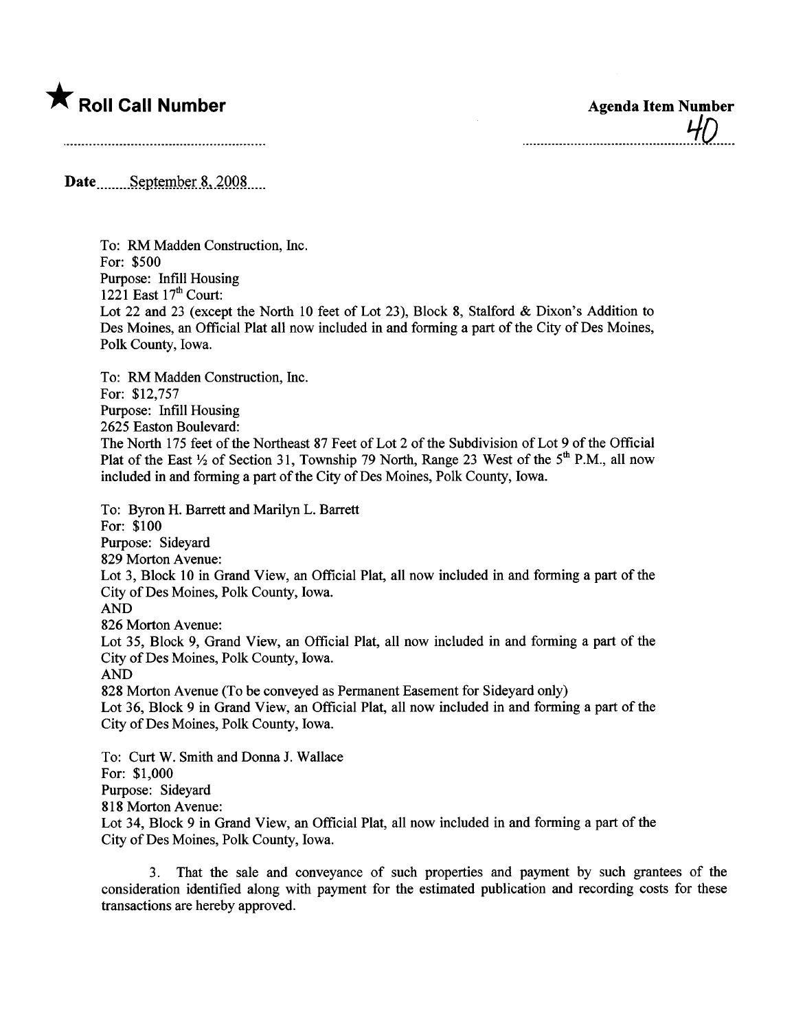★ **Roll Call Number**

**Agenda Item Number**

40

**Date** September 8, 2008

To: RM Madden Construction, Inc.
For: $500
Purpose: Infill Housing
1221 East 17th Court:
Lot 22 and 23 (except the North 10 feet of Lot 23), Block 8, Stalford & Dixon's Addition to Des Moines, an Official Plat all now included in and forming a part of the City of Des Moines, Polk County, Iowa.

To: RM Madden Construction, Inc.
For: $12,757
Purpose: Infill Housing
2625 Easton Boulevard:
The North 175 feet of the Northeast 87 Feet of Lot 2 of the Subdivision of Lot 9 of the Official Plat of the East ½ of Section 31, Township 79 North, Range 23 West of the 5th P.M., all now included in and forming a part of the City of Des Moines, Polk County, Iowa.

To: Byron H. Barrett and Marilyn L. Barrett
For: $100
Purpose: Sideyard
829 Morton Avenue:
Lot 3, Block 10 in Grand View, an Official Plat, all now included in and forming a part of the City of Des Moines, Polk County, Iowa.
AND
826 Morton Avenue:
Lot 35, Block 9, Grand View, an Official Plat, all now included in and forming a part of the City of Des Moines, Polk County, Iowa.
AND
828 Morton Avenue (To be conveyed as Permanent Easement for Sideyard only)
Lot 36, Block 9 in Grand View, an Official Plat, all now included in and forming a part of the City of Des Moines, Polk County, Iowa.

To: Curt W. Smith and Donna J. Wallace
For: $1,000
Purpose: Sideyard
818 Morton Avenue:
Lot 34, Block 9 in Grand View, an Official Plat, all now included in and forming a part of the City of Des Moines, Polk County, Iowa.

3. That the sale and conveyance of such properties and payment by such grantees of the consideration identified along with payment for the estimated publication and recording costs for these transactions are hereby approved.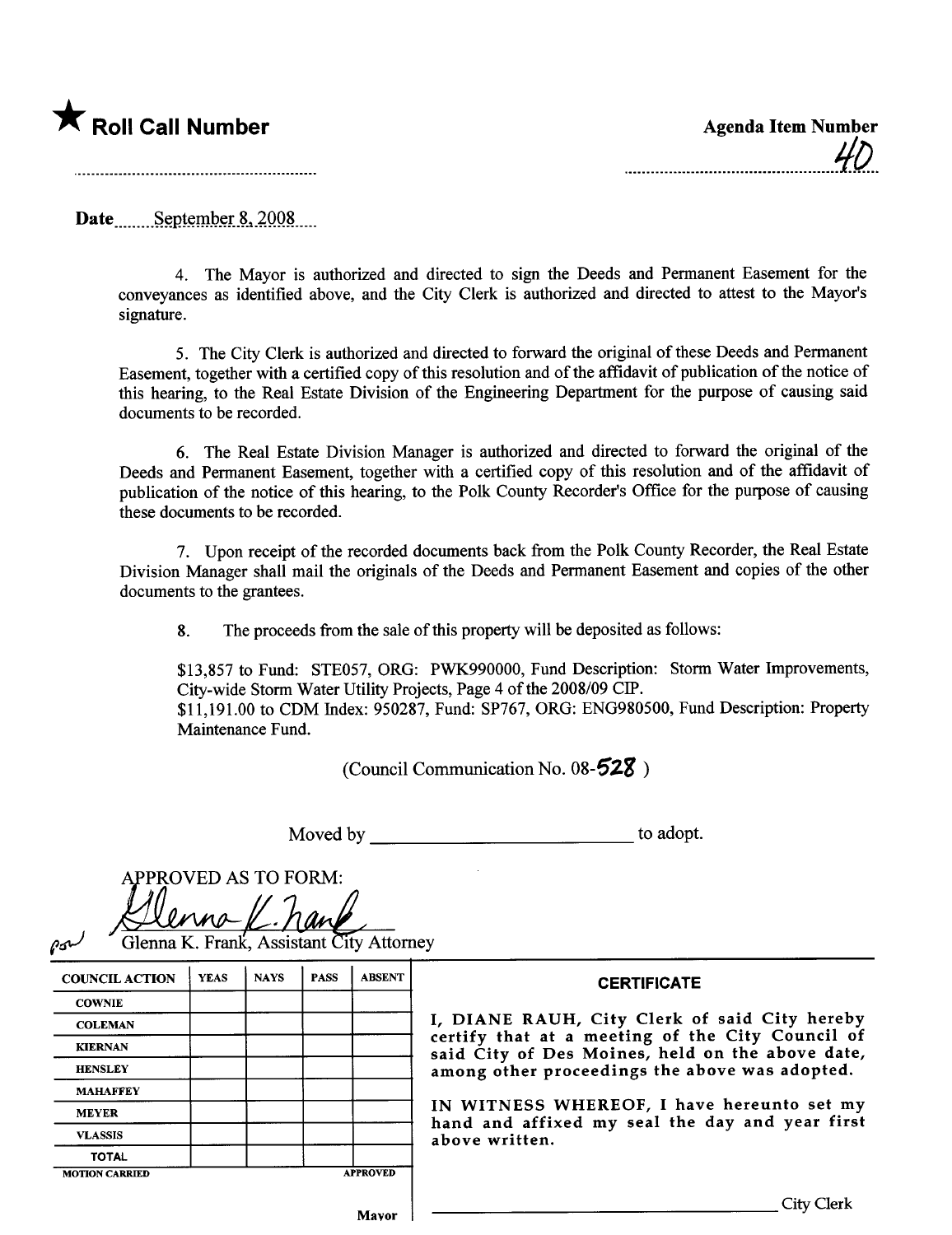★ **Roll Call Number**

**Agenda Item Number**

40

Date September 8, 2008

4. The Mayor is authorized and directed to sign the Deeds and Permanent Easement for the conveyances as identified above, and the City Clerk is authorized and directed to attest to the Mayor's signature.

5. The City Clerk is authorized and directed to forward the original of these Deeds and Permanent Easement, together with a certified copy of this resolution and of the affidavit of publication of the notice of this hearing, to the Real Estate Division of the Engineering Department for the purpose of causing said documents to be recorded.

6. The Real Estate Division Manager is authorized and directed to forward the original of the Deeds and Permanent Easement, together with a certified copy of this resolution and of the affidavit of publication of the notice of this hearing, to the Polk County Recorder's Office for the purpose of causing these documents to be recorded.

7. Upon receipt of the recorded documents back from the Polk County Recorder, the Real Estate Division Manager shall mail the originals of the Deeds and Permanent Easement and copies of the other documents to the grantees.

8. The proceeds from the sale of this property will be deposited as follows:

$13,857 to Fund: STE057, ORG: PWK990000, Fund Description: Storm Water Improvements, City-wide Storm Water Utility Projects, Page 4 of the 2008/09 CIP.
$11,191.00 to CDM Index: 950287, Fund: SP767, ORG: ENG980500, Fund Description: Property Maintenance Fund.

(Council Communication No. 08-528 )

Moved by ____________________________ to adopt.

APPROVED AS TO FORM:

Glenna K. Frank, Assistant City Attorney

| COUNCIL ACTION | YEAS | NAYS | PASS | ABSENT |
|---|---|---|---|---|
| COWNIE | | | | |
| COLEMAN | | | | |
| KIERNAN | | | | |
| HENSLEY | | | | |
| MAHAFFEY | | | | |
| MEYER | | | | |
| VLASSIS | | | | |
| TOTAL | | | | |
| MOTION CARRIED | | | | APPROVED |

Mayor

**CERTIFICATE**

I, DIANE RAUH, City Clerk of said City hereby certify that at a meeting of the City Council of said City of Des Moines, held on the above date, among other proceedings the above was adopted.

IN WITNESS WHEREOF, I have hereunto set my hand and affixed my seal the day and year first above written.

____________________________ City Clerk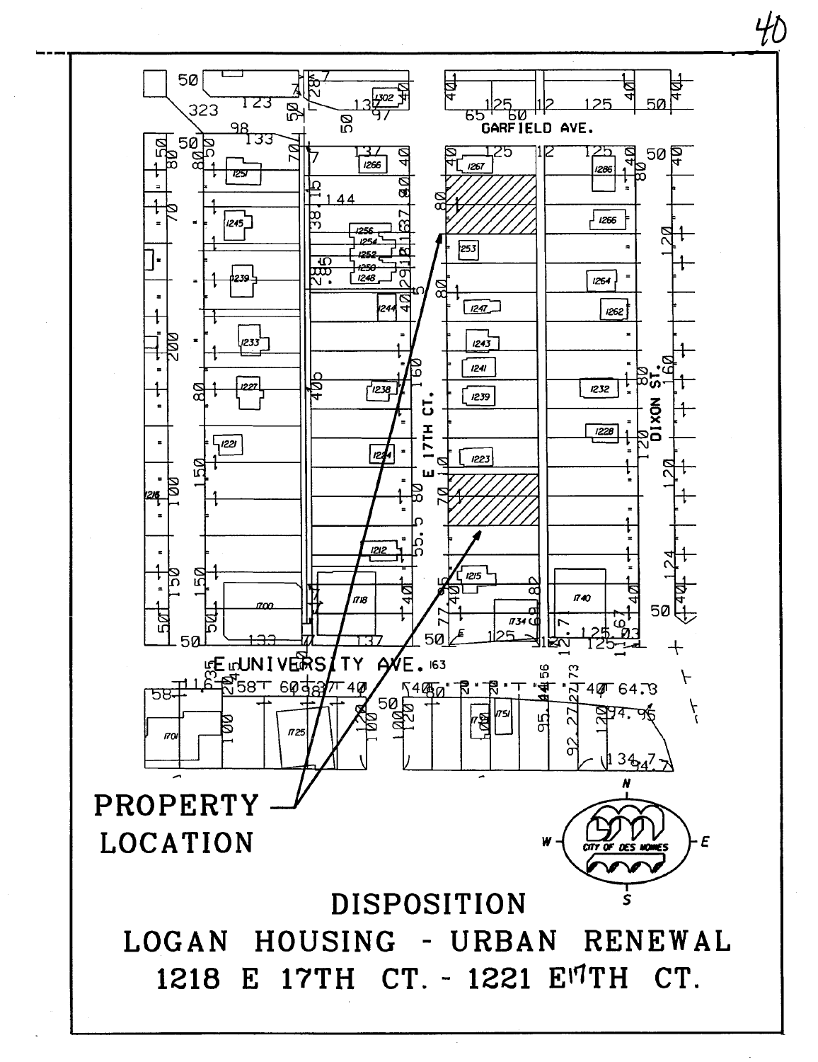PROPERTY LOCATION

DISPOSITION

LOGAN HOUSING - URBAN RENEWAL

1218 E 17TH CT. - 1221 E17TH CT.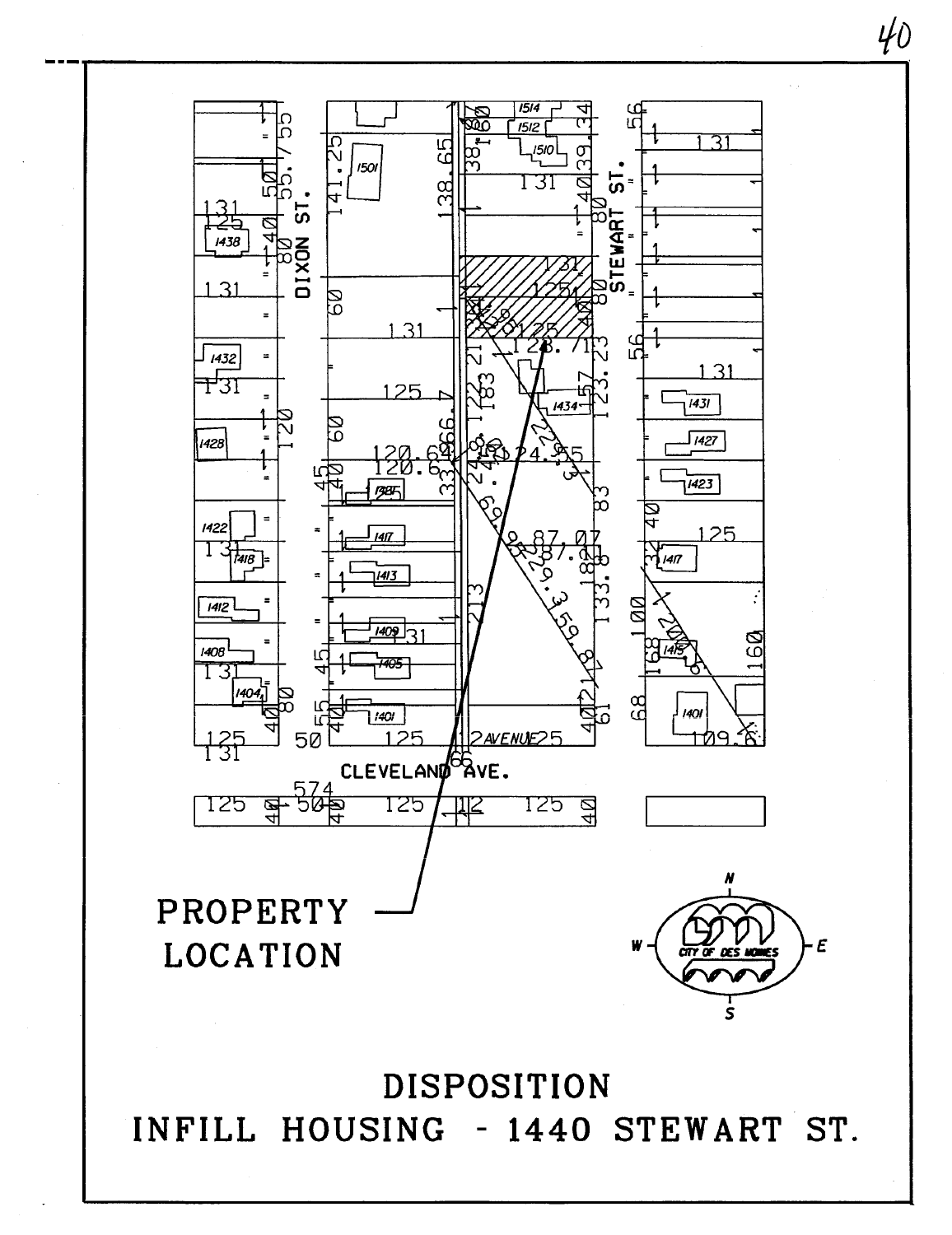DIXON ST.

STEWART ST.

CLEVELAND AVE.

PROPERTY LOCATION

CITY OF DES MOINES

# DISPOSITION

# INFILL HOUSING - 1440 STEWART ST.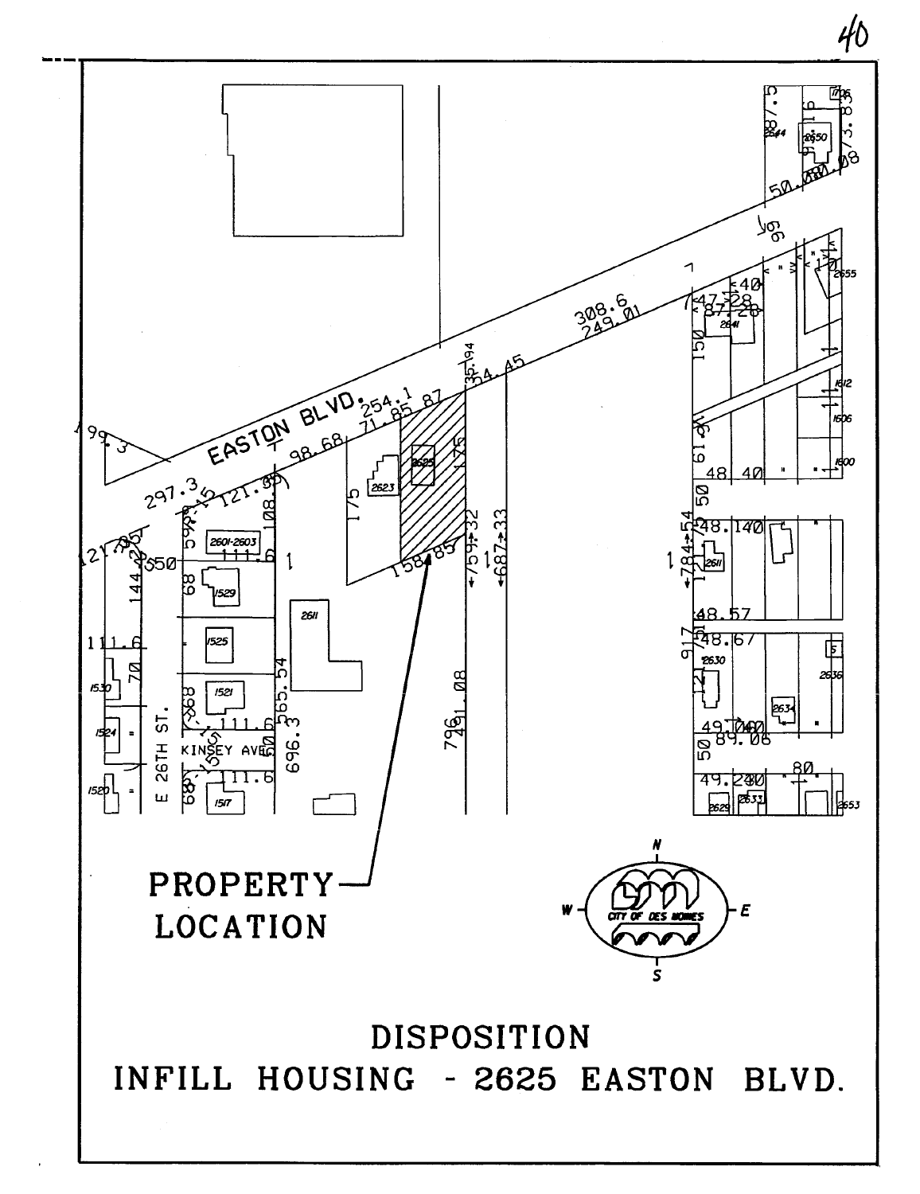PROPERTY LOCATION

# DISPOSITION

# INFILL HOUSING - 2625 EASTON BLVD.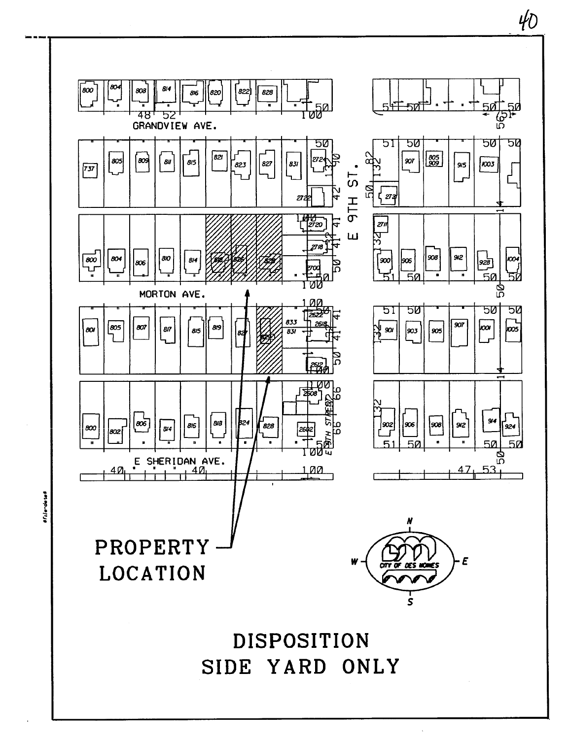GRANDVIEW AVE.

MORTON AVE.

E SHERIDAN AVE.

E 9TH ST.

PROPERTY LOCATION

CITY OF DES MOINES

N

S

E

W

# DISPOSITION

# SIDE YARD ONLY